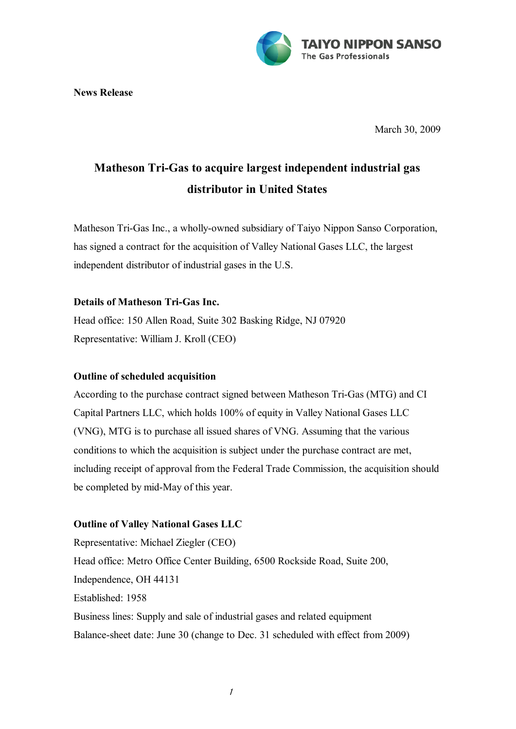TAIYO NIPPON SANSO
The Gas Professionals

**News Release**

March 30, 2009

# Matheson Tri-Gas to acquire largest independent industrial gas distributor in United States

Matheson Tri-Gas Inc., a wholly-owned subsidiary of Taiyo Nippon Sanso Corporation, has signed a contract for the acquisition of Valley National Gases LLC, the largest independent distributor of industrial gases in the U.S.

**Details of Matheson Tri-Gas Inc.**

Head office: 150 Allen Road, Suite 302 Basking Ridge, NJ 07920
Representative: William J. Kroll (CEO)

**Outline of scheduled acquisition**

According to the purchase contract signed between Matheson Tri-Gas (MTG) and CI Capital Partners LLC, which holds 100% of equity in Valley National Gases LLC (VNG), MTG is to purchase all issued shares of VNG. Assuming that the various conditions to which the acquisition is subject under the purchase contract are met, including receipt of approval from the Federal Trade Commission, the acquisition should be completed by mid-May of this year.

**Outline of Valley National Gases LLC**

Representative: Michael Ziegler (CEO)
Head office: Metro Office Center Building, 6500 Rockside Road, Suite 200, Independence, OH 44131
Established: 1958
Business lines: Supply and sale of industrial gases and related equipment
Balance-sheet date: June 30 (change to Dec. 31 scheduled with effect from 2009)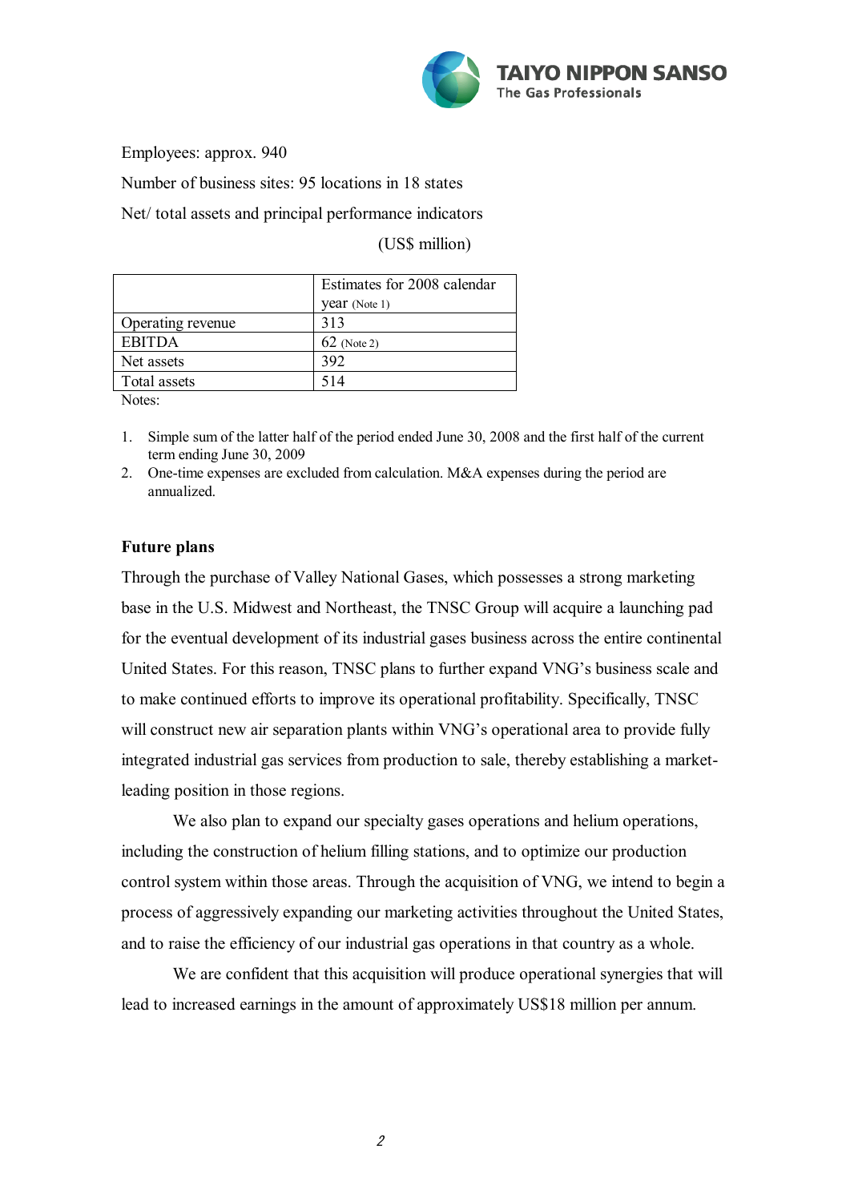Employees: approx. 940

Number of business sites: 95 locations in 18 states

Net/ total assets and principal performance indicators

(US$ million)

| | Estimates for 2008 calendar year (Note 1) |
|---|---|
| Operating revenue | 313 |
| EBITDA | 62 (Note 2) |
| Net assets | 392 |
| Total assets | 514 |

Notes:

1. Simple sum of the latter half of the period ended June 30, 2008 and the first half of the current term ending June 30, 2009
2. One-time expenses are excluded from calculation. M&A expenses during the period are annualized.

**Future plans**

Through the purchase of Valley National Gases, which possesses a strong marketing base in the U.S. Midwest and Northeast, the TNSC Group will acquire a launching pad for the eventual development of its industrial gases business across the entire continental United States. For this reason, TNSC plans to further expand VNG's business scale and to make continued efforts to improve its operational profitability. Specifically, TNSC will construct new air separation plants within VNG's operational area to provide fully integrated industrial gas services from production to sale, thereby establishing a market-leading position in those regions.

We also plan to expand our specialty gases operations and helium operations, including the construction of helium filling stations, and to optimize our production control system within those areas. Through the acquisition of VNG, we intend to begin a process of aggressively expanding our marketing activities throughout the United States, and to raise the efficiency of our industrial gas operations in that country as a whole.

We are confident that this acquisition will produce operational synergies that will lead to increased earnings in the amount of approximately US$18 million per annum.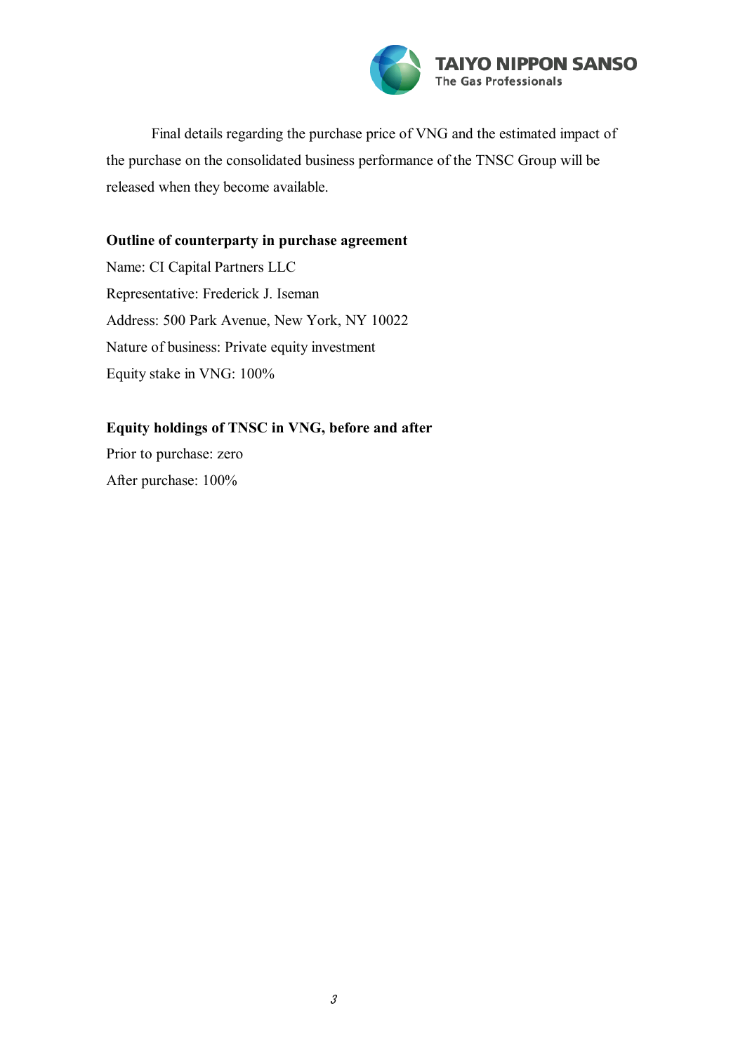Final details regarding the purchase price of VNG and the estimated impact of the purchase on the consolidated business performance of the TNSC Group will be released when they become available.

**Outline of counterparty in purchase agreement**

Name: CI Capital Partners LLC

Representative: Frederick J. Iseman

Address: 500 Park Avenue, New York, NY 10022

Nature of business: Private equity investment

Equity stake in VNG: 100%

**Equity holdings of TNSC in VNG, before and after**

Prior to purchase: zero

After purchase: 100%